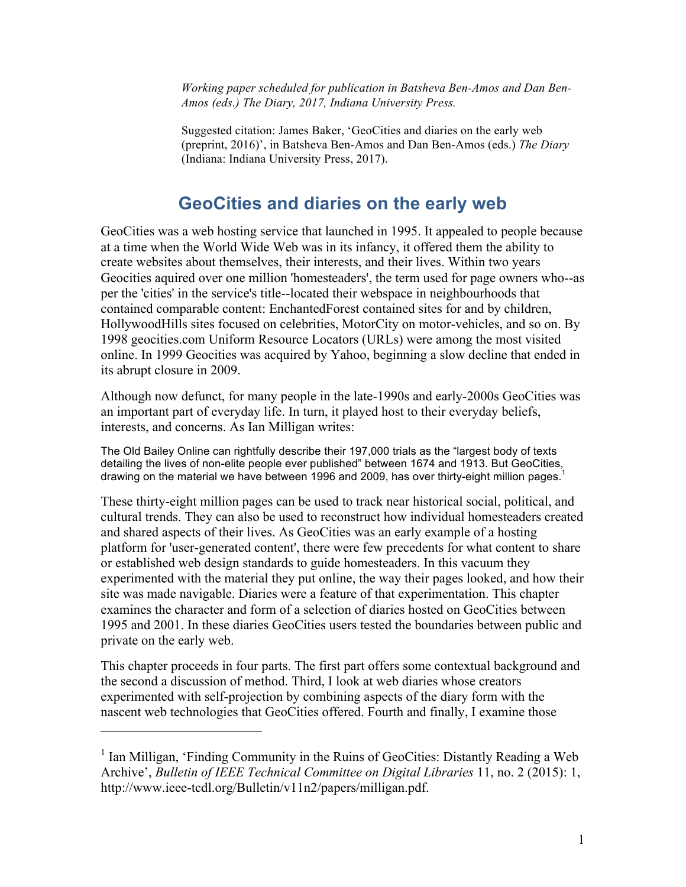*Working paper scheduled for publication in Batsheva Ben-Amos and Dan Ben-Amos (eds.) The Diary, 2017, Indiana University Press.*

Suggested citation: James Baker, 'GeoCities and diaries on the early web (preprint, 2016)', in Batsheva Ben-Amos and Dan Ben-Amos (eds.) *The Diary* (Indiana: Indiana University Press, 2017).

# GeoCities and diaries on the early web

GeoCities was a web hosting service that launched in 1995. It appealed to people because at a time when the World Wide Web was in its infancy, it offered them the ability to create websites about themselves, their interests, and their lives. Within two years Geocities aquired over one million 'homesteaders', the term used for page owners who--as per the 'cities' in the service's title--located their webspace in neighbourhoods that contained comparable content: EnchantedForest contained sites for and by children, HollywoodHills sites focused on celebrities, MotorCity on motor-vehicles, and so on. By 1998 geocities.com Uniform Resource Locators (URLs) were among the most visited online. In 1999 Geocities was acquired by Yahoo, beginning a slow decline that ended in its abrupt closure in 2009.

Although now defunct, for many people in the late-1990s and early-2000s GeoCities was an important part of everyday life. In turn, it played host to their everyday beliefs, interests, and concerns. As Ian Milligan writes:

> The Old Bailey Online can rightfully describe their 197,000 trials as the "largest body of texts detailing the lives of non-elite people ever published" between 1674 and 1913. But GeoCities, drawing on the material we have between 1996 and 2009, has over thirty-eight million pages.[1]

These thirty-eight million pages can be used to track near historical social, political, and cultural trends. They can also be used to reconstruct how individual homesteaders created and shared aspects of their lives. As GeoCities was an early example of a hosting platform for 'user-generated content', there were few precedents for what content to share or established web design standards to guide homesteaders. In this vacuum they experimented with the material they put online, the way their pages looked, and how their site was made navigable. Diaries were a feature of that experimentation. This chapter examines the character and form of a selection of diaries hosted on GeoCities between 1995 and 2001. In these diaries GeoCities users tested the boundaries between public and private on the early web.

This chapter proceeds in four parts. The first part offers some contextual background and the second a discussion of method. Third, I look at web diaries whose creators experimented with self-projection by combining aspects of the diary form with the nascent web technologies that GeoCities offered. Fourth and finally, I examine those

---

[1] Ian Milligan, 'Finding Community in the Ruins of GeoCities: Distantly Reading a Web Archive', *Bulletin of IEEE Technical Committee on Digital Libraries* 11, no. 2 (2015): 1, http://www.ieee-tcdl.org/Bulletin/v11n2/papers/milligan.pdf.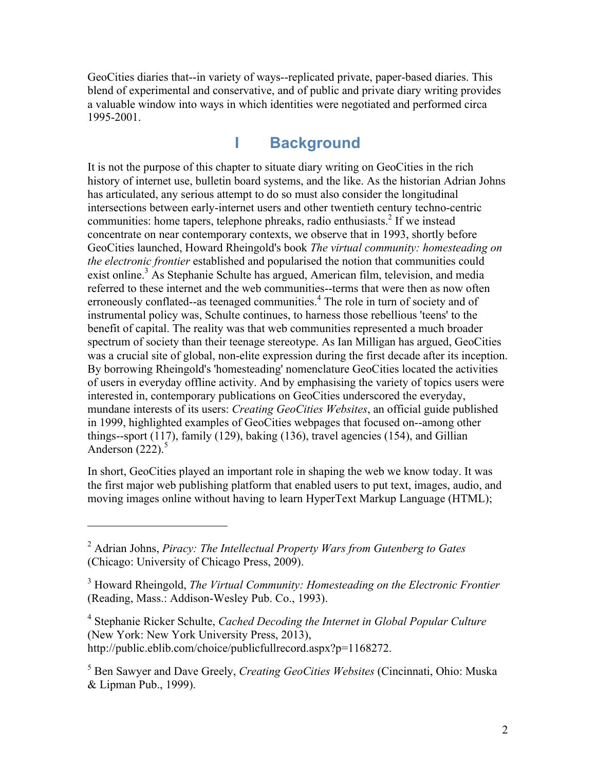GeoCities diaries that--in variety of ways--replicated private, paper-based diaries. This blend of experimental and conservative, and of public and private diary writing provides a valuable window into ways in which identities were negotiated and performed circa 1995-2001.

# I Background

It is not the purpose of this chapter to situate diary writing on GeoCities in the rich history of internet use, bulletin board systems, and the like. As the historian Adrian Johns has articulated, any serious attempt to do so must also consider the longitudinal intersections between early-internet users and other twentieth century techno-centric communities: home tapers, telephone phreaks, radio enthusiasts.[2] If we instead concentrate on near contemporary contexts, we observe that in 1993, shortly before GeoCities launched, Howard Rheingold's book *The virtual community: homesteading on the electronic frontier* established and popularised the notion that communities could exist online.[3] As Stephanie Schulte has argued, American film, television, and media referred to these internet and the web communities--terms that were then as now often erroneously conflated--as teenaged communities.[4] The role in turn of society and of instrumental policy was, Schulte continues, to harness those rebellious 'teens' to the benefit of capital. The reality was that web communities represented a much broader spectrum of society than their teenage stereotype. As Ian Milligan has argued, GeoCities was a crucial site of global, non-elite expression during the first decade after its inception. By borrowing Rheingold's 'homesteading' nomenclature GeoCities located the activities of users in everyday offline activity. And by emphasising the variety of topics users were interested in, contemporary publications on GeoCities underscored the everyday, mundane interests of its users: *Creating GeoCities Websites*, an official guide published in 1999, highlighted examples of GeoCities webpages that focused on--among other things--sport (117), family (129), baking (136), travel agencies (154), and Gillian Anderson (222).[5]

In short, GeoCities played an important role in shaping the web we know today. It was the first major web publishing platform that enabled users to put text, images, audio, and moving images online without having to learn HyperText Markup Language (HTML);

---

[2] Adrian Johns, *Piracy: The Intellectual Property Wars from Gutenberg to Gates* (Chicago: University of Chicago Press, 2009).

[3] Howard Rheingold, *The Virtual Community: Homesteading on the Electronic Frontier* (Reading, Mass.: Addison-Wesley Pub. Co., 1993).

[4] Stephanie Ricker Schulte, *Cached Decoding the Internet in Global Popular Culture* (New York: New York University Press, 2013), http://public.eblib.com/choice/publicfullrecord.aspx?p=1168272.

[5] Ben Sawyer and Dave Greely, *Creating GeoCities Websites* (Cincinnati, Ohio: Muska & Lipman Pub., 1999).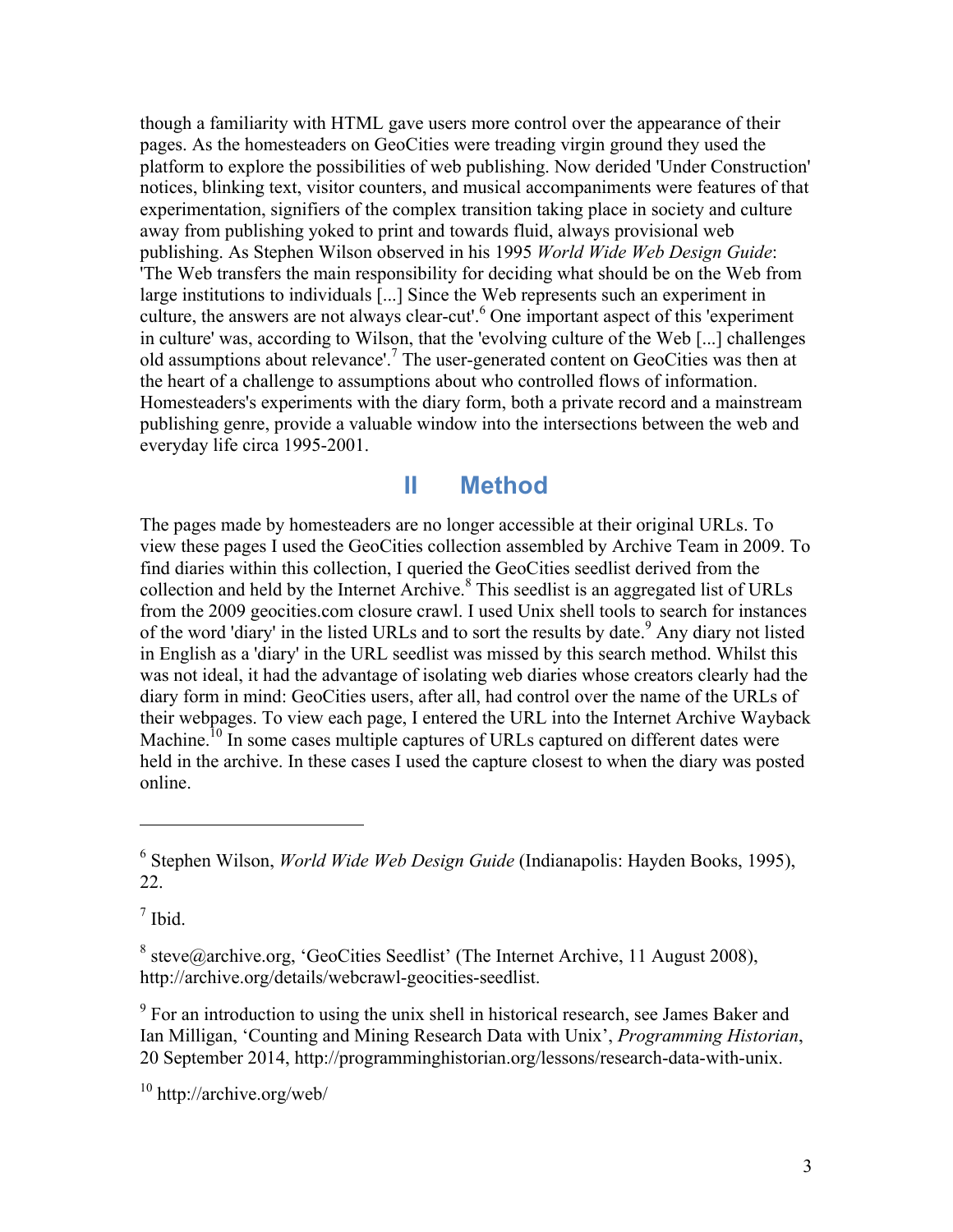though a familiarity with HTML gave users more control over the appearance of their pages. As the homesteaders on GeoCities were treading virgin ground they used the platform to explore the possibilities of web publishing. Now derided 'Under Construction' notices, blinking text, visitor counters, and musical accompaniments were features of that experimentation, signifiers of the complex transition taking place in society and culture away from publishing yoked to print and towards fluid, always provisional web publishing. As Stephen Wilson observed in his 1995 *World Wide Web Design Guide*: 'The Web transfers the main responsibility for deciding what should be on the Web from large institutions to individuals [...] Since the Web represents such an experiment in culture, the answers are not always clear-cut'.[6] One important aspect of this 'experiment in culture' was, according to Wilson, that the 'evolving culture of the Web [...] challenges old assumptions about relevance'.[7] The user-generated content on GeoCities was then at the heart of a challenge to assumptions about who controlled flows of information. Homesteaders's experiments with the diary form, both a private record and a mainstream publishing genre, provide a valuable window into the intersections between the web and everyday life circa 1995-2001.

## II Method

The pages made by homesteaders are no longer accessible at their original URLs. To view these pages I used the GeoCities collection assembled by Archive Team in 2009. To find diaries within this collection, I queried the GeoCities seedlist derived from the collection and held by the Internet Archive.[8] This seedlist is an aggregated list of URLs from the 2009 geocities.com closure crawl. I used Unix shell tools to search for instances of the word 'diary' in the listed URLs and to sort the results by date.[9] Any diary not listed in English as a 'diary' in the URL seedlist was missed by this search method. Whilst this was not ideal, it had the advantage of isolating web diaries whose creators clearly had the diary form in mind: GeoCities users, after all, had control over the name of the URLs of their webpages. To view each page, I entered the URL into the Internet Archive Wayback Machine.[10] In some cases multiple captures of URLs captured on different dates were held in the archive. In these cases I used the capture closest to when the diary was posted online.

---

[6] Stephen Wilson, *World Wide Web Design Guide* (Indianapolis: Hayden Books, 1995), 22.

[7] Ibid.

[8] steve@archive.org, 'GeoCities Seedlist' (The Internet Archive, 11 August 2008), http://archive.org/details/webcrawl-geocities-seedlist.

[9] For an introduction to using the unix shell in historical research, see James Baker and Ian Milligan, 'Counting and Mining Research Data with Unix', *Programming Historian*, 20 September 2014, http://programminghistorian.org/lessons/research-data-with-unix.

[10] http://archive.org/web/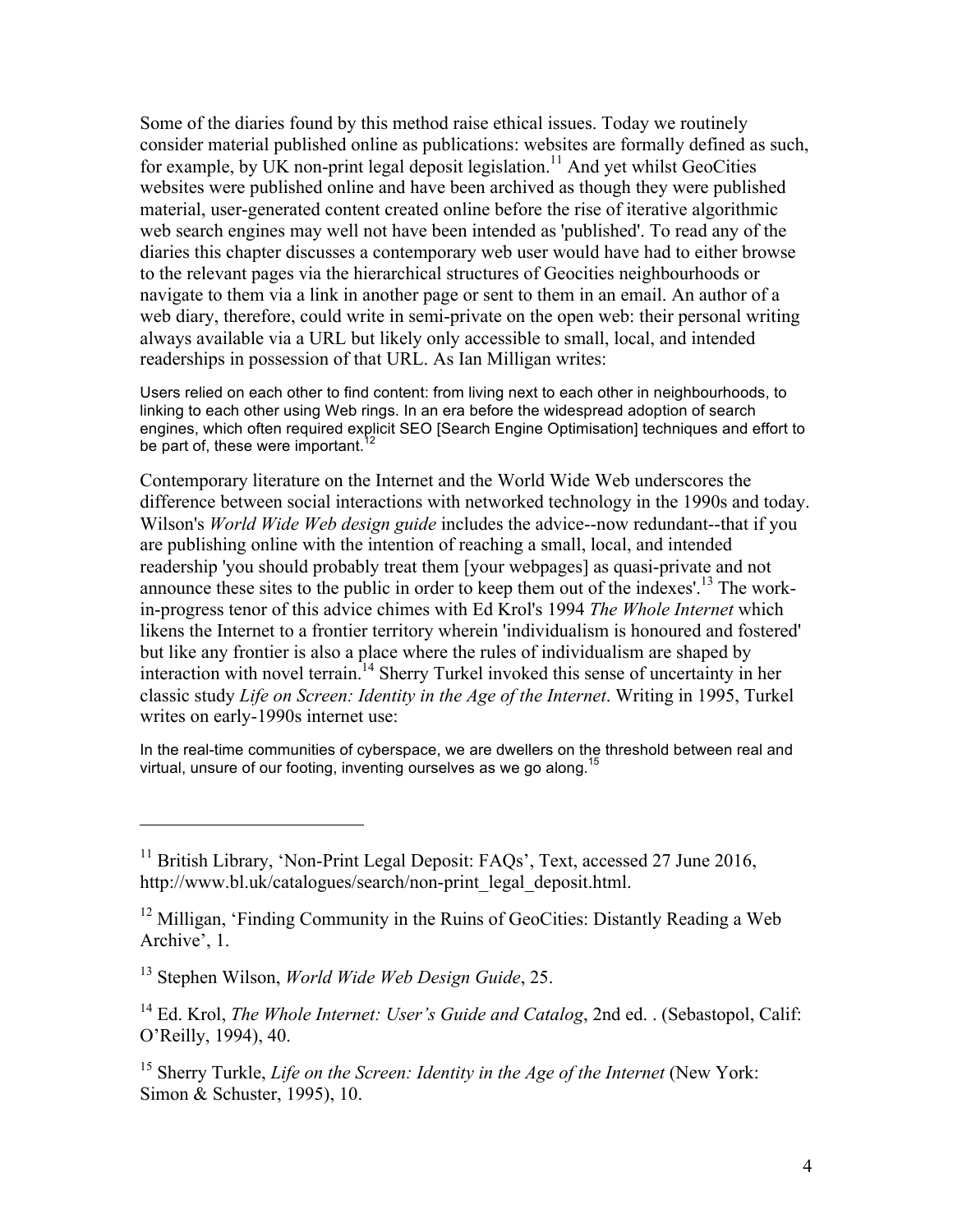Some of the diaries found by this method raise ethical issues. Today we routinely consider material published online as publications: websites are formally defined as such, for example, by UK non-print legal deposit legislation.[11] And yet whilst GeoCities websites were published online and have been archived as though they were published material, user-generated content created online before the rise of iterative algorithmic web search engines may well not have been intended as 'published'. To read any of the diaries this chapter discusses a contemporary web user would have had to either browse to the relevant pages via the hierarchical structures of Geocities neighbourhoods or navigate to them via a link in another page or sent to them in an email. An author of a web diary, therefore, could write in semi-private on the open web: their personal writing always available via a URL but likely only accessible to small, local, and intended readerships in possession of that URL. As Ian Milligan writes:

> Users relied on each other to find content: from living next to each other in neighbourhoods, to linking to each other using Web rings. In an era before the widespread adoption of search engines, which often required explicit SEO [Search Engine Optimisation] techniques and effort to be part of, these were important.[12]

Contemporary literature on the Internet and the World Wide Web underscores the difference between social interactions with networked technology in the 1990s and today. Wilson's *World Wide Web design guide* includes the advice--now redundant--that if you are publishing online with the intention of reaching a small, local, and intended readership 'you should probably treat them [your webpages] as quasi-private and not announce these sites to the public in order to keep them out of the indexes'.[13] The work-in-progress tenor of this advice chimes with Ed Krol's 1994 *The Whole Internet* which likens the Internet to a frontier territory wherein 'individualism is honoured and fostered' but like any frontier is also a place where the rules of individualism are shaped by interaction with novel terrain.[14] Sherry Turkel invoked this sense of uncertainty in her classic study *Life on Screen: Identity in the Age of the Internet*. Writing in 1995, Turkel writes on early-1990s internet use:

> In the real-time communities of cyberspace, we are dwellers on the threshold between real and virtual, unsure of our footing, inventing ourselves as we go along.[15]

---

[11] British Library, 'Non-Print Legal Deposit: FAQs', Text, accessed 27 June 2016, http://www.bl.uk/catalogues/search/non-print_legal_deposit.html.

[12] Milligan, 'Finding Community in the Ruins of GeoCities: Distantly Reading a Web Archive', 1.

[13] Stephen Wilson, *World Wide Web Design Guide*, 25.

[14] Ed. Krol, *The Whole Internet: User's Guide and Catalog*, 2nd ed. . (Sebastopol, Calif: O'Reilly, 1994), 40.

[15] Sherry Turkle, *Life on the Screen: Identity in the Age of the Internet* (New York: Simon & Schuster, 1995), 10.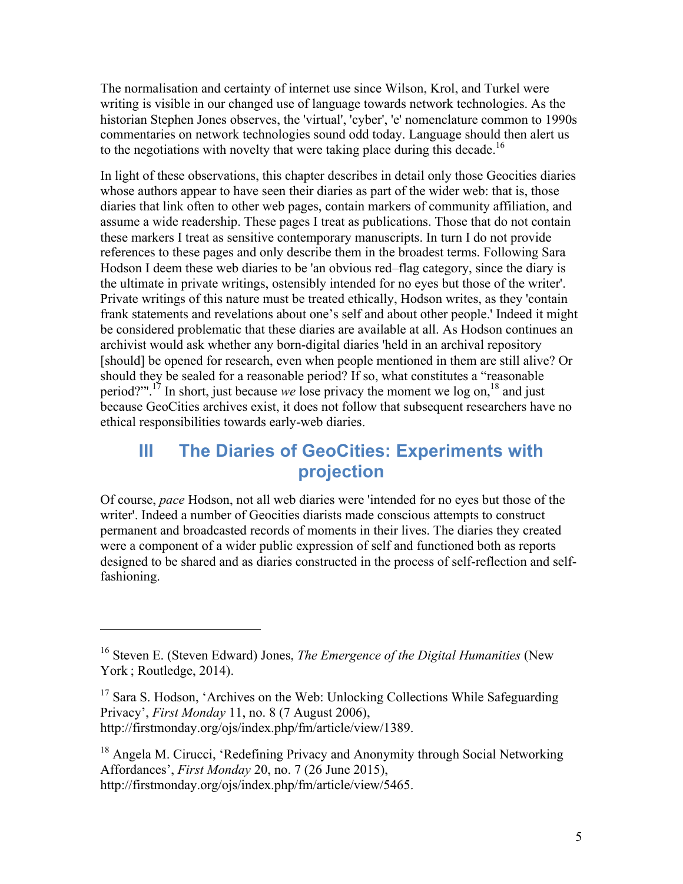The normalisation and certainty of internet use since Wilson, Krol, and Turkel were writing is visible in our changed use of language towards network technologies. As the historian Stephen Jones observes, the 'virtual', 'cyber', 'e' nomenclature common to 1990s commentaries on network technologies sound odd today. Language should then alert us to the negotiations with novelty that were taking place during this decade.[16]

In light of these observations, this chapter describes in detail only those Geocities diaries whose authors appear to have seen their diaries as part of the wider web: that is, those diaries that link often to other web pages, contain markers of community affiliation, and assume a wide readership. These pages I treat as publications. Those that do not contain these markers I treat as sensitive contemporary manuscripts. In turn I do not provide references to these pages and only describe them in the broadest terms. Following Sara Hodson I deem these web diaries to be 'an obvious red–flag category, since the diary is the ultimate in private writings, ostensibly intended for no eyes but those of the writer'. Private writings of this nature must be treated ethically, Hodson writes, as they 'contain frank statements and revelations about one's self and about other people.' Indeed it might be considered problematic that these diaries are available at all. As Hodson continues an archivist would ask whether any born-digital diaries 'held in an archival repository [should] be opened for research, even when people mentioned in them are still alive? Or should they be sealed for a reasonable period? If so, what constitutes a "reasonable period?"'.[17] In short, just because *we* lose privacy the moment we log on,[18] and just because GeoCities archives exist, it does not follow that subsequent researchers have no ethical responsibilities towards early-web diaries.

## III The Diaries of GeoCities: Experiments with projection

Of course, *pace* Hodson, not all web diaries were 'intended for no eyes but those of the writer'. Indeed a number of Geocities diarists made conscious attempts to construct permanent and broadcasted records of moments in their lives. The diaries they created were a component of a wider public expression of self and functioned both as reports designed to be shared and as diaries constructed in the process of self-reflection and self-fashioning.

---

[16] Steven E. (Steven Edward) Jones, *The Emergence of the Digital Humanities* (New York ; Routledge, 2014).

[17] Sara S. Hodson, 'Archives on the Web: Unlocking Collections While Safeguarding Privacy', *First Monday* 11, no. 8 (7 August 2006), http://firstmonday.org/ojs/index.php/fm/article/view/1389.

[18] Angela M. Cirucci, 'Redefining Privacy and Anonymity through Social Networking Affordances', *First Monday* 20, no. 7 (26 June 2015), http://firstmonday.org/ojs/index.php/fm/article/view/5465.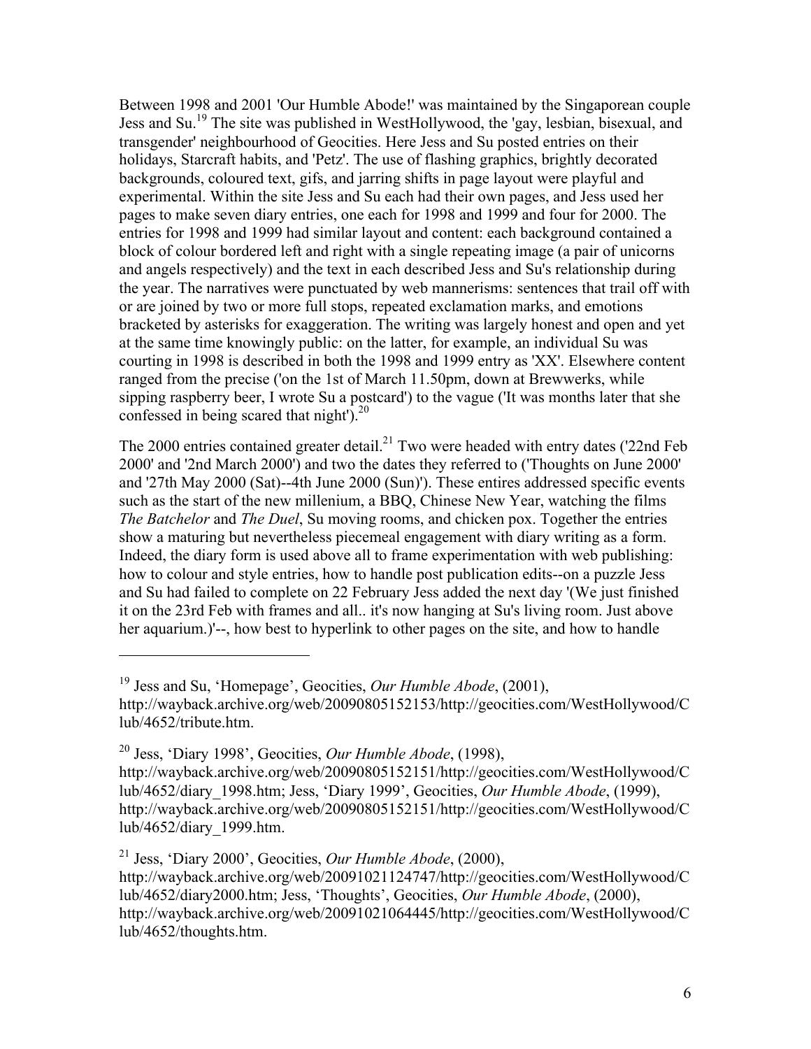Between 1998 and 2001 'Our Humble Abode!' was maintained by the Singaporean couple Jess and Su.[19] The site was published in WestHollywood, the 'gay, lesbian, bisexual, and transgender' neighbourhood of Geocities. Here Jess and Su posted entries on their holidays, Starcraft habits, and 'Petz'. The use of flashing graphics, brightly decorated backgrounds, coloured text, gifs, and jarring shifts in page layout were playful and experimental. Within the site Jess and Su each had their own pages, and Jess used her pages to make seven diary entries, one each for 1998 and 1999 and four for 2000. The entries for 1998 and 1999 had similar layout and content: each background contained a block of colour bordered left and right with a single repeating image (a pair of unicorns and angels respectively) and the text in each described Jess and Su's relationship during the year. The narratives were punctuated by web mannerisms: sentences that trail off with or are joined by two or more full stops, repeated exclamation marks, and emotions bracketed by asterisks for exaggeration. The writing was largely honest and open and yet at the same time knowingly public: on the latter, for example, an individual Su was courting in 1998 is described in both the 1998 and 1999 entry as 'XX'. Elsewhere content ranged from the precise ('on the 1st of March 11.50pm, down at Brewwerks, while sipping raspberry beer, I wrote Su a postcard') to the vague ('It was months later that she confessed in being scared that night').[20]

The 2000 entries contained greater detail.[21] Two were headed with entry dates ('22nd Feb 2000' and '2nd March 2000') and two the dates they referred to ('Thoughts on June 2000' and '27th May 2000 (Sat)--4th June 2000 (Sun)'). These entires addressed specific events such as the start of the new millenium, a BBQ, Chinese New Year, watching the films *The Batchelor* and *The Duel*, Su moving rooms, and chicken pox. Together the entries show a maturing but nevertheless piecemeal engagement with diary writing as a form. Indeed, the diary form is used above all to frame experimentation with web publishing: how to colour and style entries, how to handle post publication edits--on a puzzle Jess and Su had failed to complete on 22 February Jess added the next day '(We just finished it on the 23rd Feb with frames and all.. it's now hanging at Su's living room. Just above her aquarium.)'--, how best to hyperlink to other pages on the site, and how to handle

---

[19] Jess and Su, 'Homepage', Geocities, *Our Humble Abode*, (2001), http://wayback.archive.org/web/20090805152153/http://geocities.com/WestHollywood/Club/4652/tribute.htm.

[20] Jess, 'Diary 1998', Geocities, *Our Humble Abode*, (1998), http://wayback.archive.org/web/20090805152151/http://geocities.com/WestHollywood/Club/4652/diary_1998.htm; Jess, 'Diary 1999', Geocities, *Our Humble Abode*, (1999), http://wayback.archive.org/web/20090805152151/http://geocities.com/WestHollywood/Club/4652/diary_1999.htm.

[21] Jess, 'Diary 2000', Geocities, *Our Humble Abode*, (2000), http://wayback.archive.org/web/20091021124747/http://geocities.com/WestHollywood/Club/4652/diary2000.htm; Jess, 'Thoughts', Geocities, *Our Humble Abode*, (2000), http://wayback.archive.org/web/20091021064445/http://geocities.com/WestHollywood/Club/4652/thoughts.htm.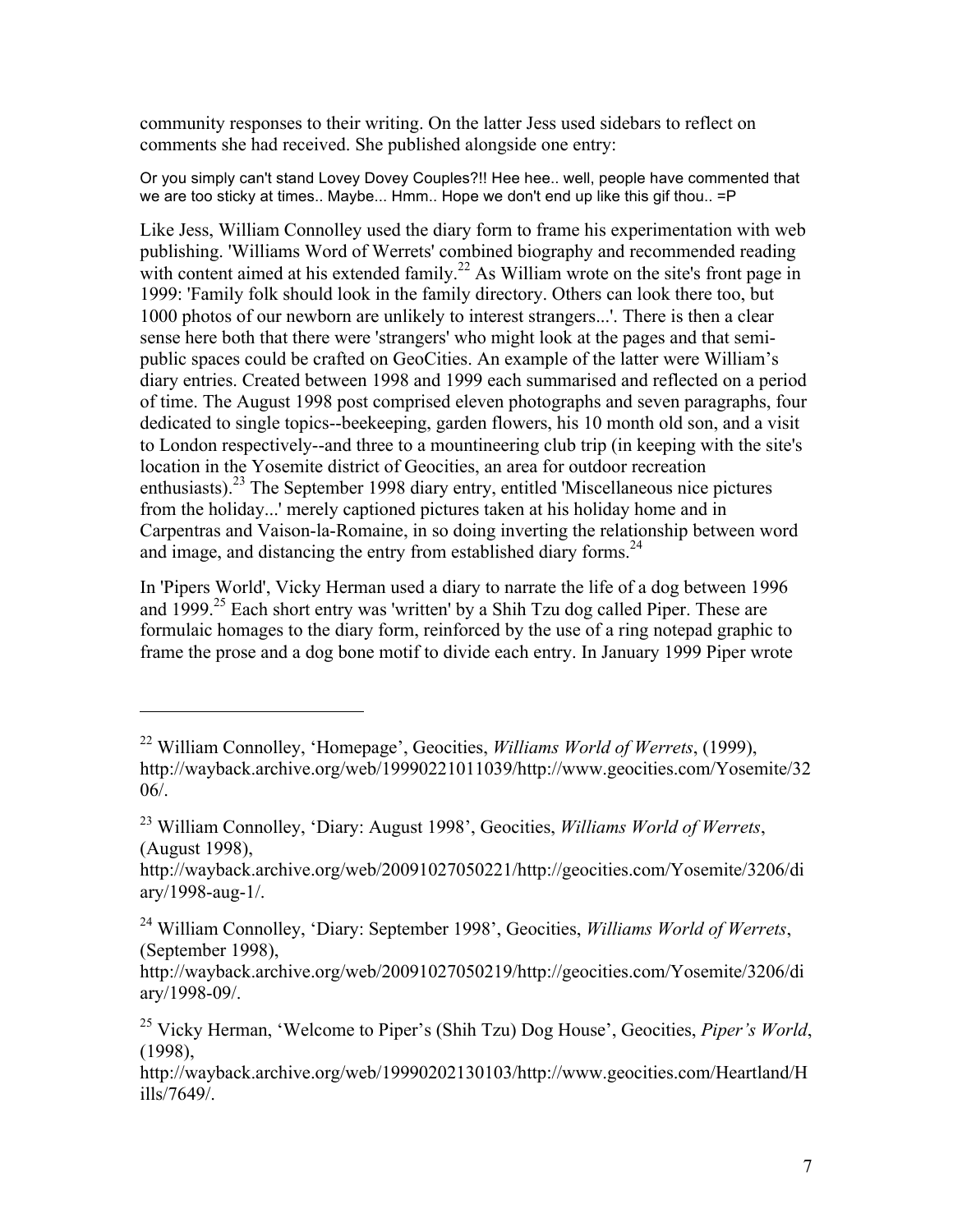community responses to their writing. On the latter Jess used sidebars to reflect on comments she had received. She published alongside one entry:

> Or you simply can't stand Lovey Dovey Couples?!! Hee hee.. well, people have commented that we are too sticky at times.. Maybe... Hmm.. Hope we don't end up like this gif thou.. =P

Like Jess, William Connolley used the diary form to frame his experimentation with web publishing. 'Williams Word of Werrets' combined biography and recommended reading with content aimed at his extended family.[22] As William wrote on the site's front page in 1999: 'Family folk should look in the family directory. Others can look there too, but 1000 photos of our newborn are unlikely to interest strangers...'. There is then a clear sense here both that there were 'strangers' who might look at the pages and that semi-public spaces could be crafted on GeoCities. An example of the latter were William's diary entries. Created between 1998 and 1999 each summarised and reflected on a period of time. The August 1998 post comprised eleven photographs and seven paragraphs, four dedicated to single topics--beekeeping, garden flowers, his 10 month old son, and a visit to London respectively--and three to a mountineering club trip (in keeping with the site's location in the Yosemite district of Geocities, an area for outdoor recreation enthusiasts).[23] The September 1998 diary entry, entitled 'Miscellaneous nice pictures from the holiday...' merely captioned pictures taken at his holiday home and in Carpentras and Vaison-la-Romaine, in so doing inverting the relationship between word and image, and distancing the entry from established diary forms.[24]

In 'Pipers World', Vicky Herman used a diary to narrate the life of a dog between 1996 and 1999.[25] Each short entry was 'written' by a Shih Tzu dog called Piper. These are formulaic homages to the diary form, reinforced by the use of a ring notepad graphic to frame the prose and a dog bone motif to divide each entry. In January 1999 Piper wrote

---

[22] William Connolley, 'Homepage', Geocities, *Williams World of Werrets*, (1999), http://wayback.archive.org/web/19990221011039/http://www.geocities.com/Yosemite/3206/.

[23] William Connolley, 'Diary: August 1998', Geocities, *Williams World of Werrets*, (August 1998), http://wayback.archive.org/web/20091027050221/http://geocities.com/Yosemite/3206/diary/1998-aug-1/.

[24] William Connolley, 'Diary: September 1998', Geocities, *Williams World of Werrets*, (September 1998), http://wayback.archive.org/web/20091027050219/http://geocities.com/Yosemite/3206/diary/1998-09/.

[25] Vicky Herman, 'Welcome to Piper's (Shih Tzu) Dog House', Geocities, *Piper's World*, (1998), http://wayback.archive.org/web/19990202130103/http://www.geocities.com/Heartland/Hills/7649/.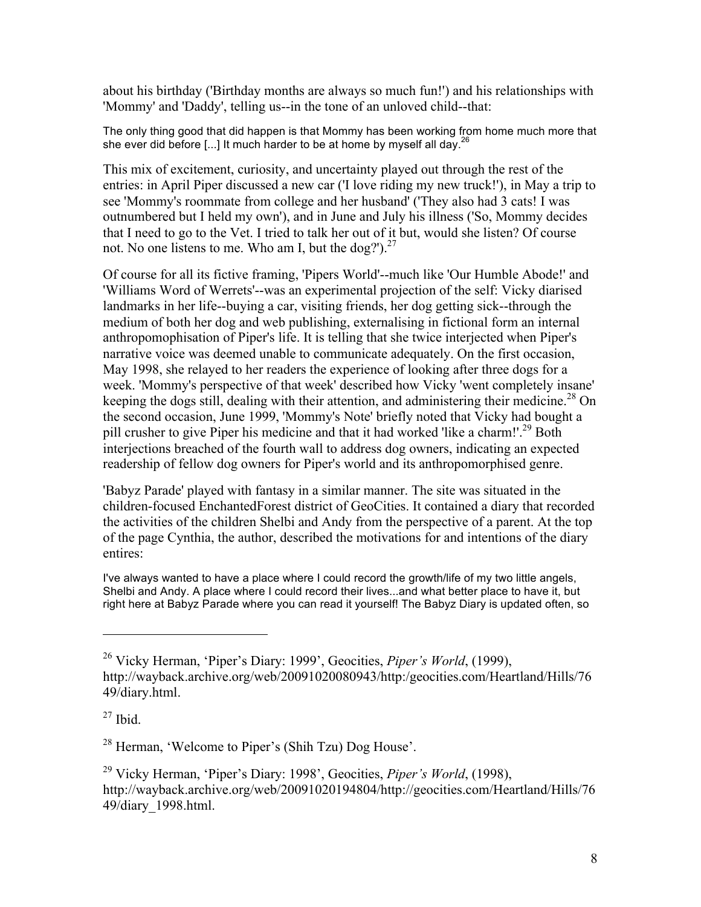about his birthday ('Birthday months are always so much fun!') and his relationships with 'Mommy' and 'Daddy', telling us--in the tone of an unloved child--that:

> The only thing good that did happen is that Mommy has been working from home much more that she ever did before [...] It much harder to be at home by myself all day.[26]

This mix of excitement, curiosity, and uncertainty played out through the rest of the entries: in April Piper discussed a new car ('I love riding my new truck!'), in May a trip to see 'Mommy's roommate from college and her husband' ('They also had 3 cats! I was outnumbered but I held my own'), and in June and July his illness ('So, Mommy decides that I need to go to the Vet. I tried to talk her out of it but, would she listen? Of course not. No one listens to me. Who am I, but the dog?').[27]

Of course for all its fictive framing, 'Pipers World'--much like 'Our Humble Abode!' and 'Williams Word of Werrets'--was an experimental projection of the self: Vicky diarised landmarks in her life--buying a car, visiting friends, her dog getting sick--through the medium of both her dog and web publishing, externalising in fictional form an internal anthropomophisation of Piper's life. It is telling that she twice interjected when Piper's narrative voice was deemed unable to communicate adequately. On the first occasion, May 1998, she relayed to her readers the experience of looking after three dogs for a week. 'Mommy's perspective of that week' described how Vicky 'went completely insane' keeping the dogs still, dealing with their attention, and administering their medicine.[28] On the second occasion, June 1999, 'Mommy's Note' briefly noted that Vicky had bought a pill crusher to give Piper his medicine and that it had worked 'like a charm!'.[29] Both interjections breached of the fourth wall to address dog owners, indicating an expected readership of fellow dog owners for Piper's world and its anthropomorphised genre.

'Babyz Parade' played with fantasy in a similar manner. The site was situated in the children-focused EnchantedForest district of GeoCities. It contained a diary that recorded the activities of the children Shelbi and Andy from the perspective of a parent. At the top of the page Cynthia, the author, described the motivations for and intentions of the diary entires:

> I've always wanted to have a place where I could record the growth/life of my two little angels, Shelbi and Andy. A place where I could record their lives...and what better place to have it, but right here at Babyz Parade where you can read it yourself! The Babyz Diary is updated often, so

---

[26] Vicky Herman, 'Piper's Diary: 1999', Geocities, *Piper's World*, (1999), http://wayback.archive.org/web/20091020080943/http:/geocities.com/Heartland/Hills/7649/diary.html.

[27] Ibid.

[28] Herman, 'Welcome to Piper's (Shih Tzu) Dog House'.

[29] Vicky Herman, 'Piper's Diary: 1998', Geocities, *Piper's World*, (1998), http://wayback.archive.org/web/20091020194804/http://geocities.com/Heartland/Hills/7649/diary_1998.html.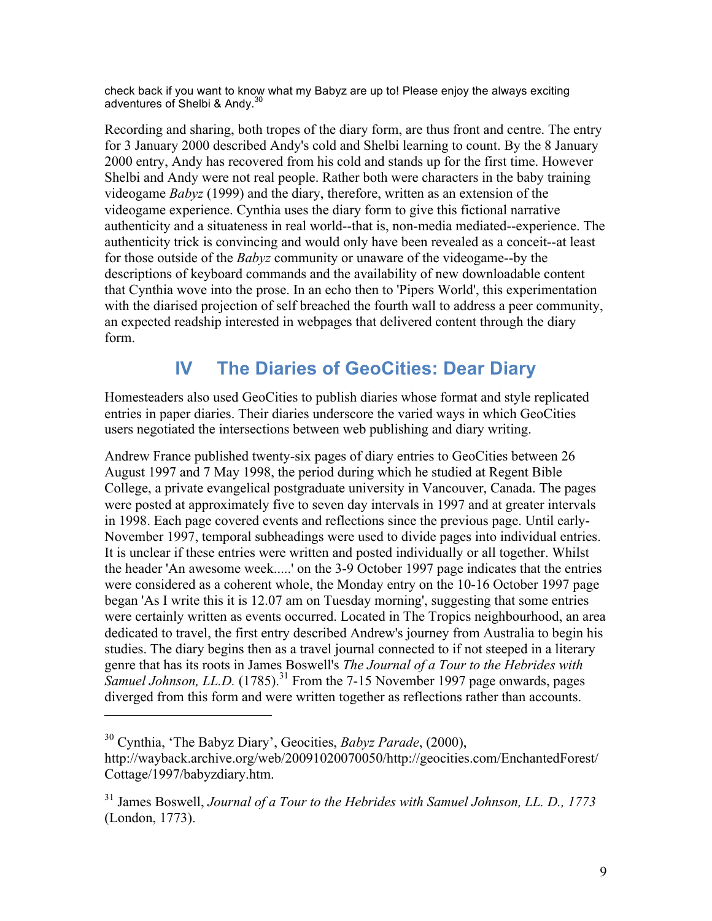check back if you want to know what my Babyz are up to! Please enjoy the always exciting adventures of Shelbi & Andy.[30]

Recording and sharing, both tropes of the diary form, are thus front and centre. The entry for 3 January 2000 described Andy's cold and Shelbi learning to count. By the 8 January 2000 entry, Andy has recovered from his cold and stands up for the first time. However Shelbi and Andy were not real people. Rather both were characters in the baby training videogame *Babyz* (1999) and the diary, therefore, written as an extension of the videogame experience. Cynthia uses the diary form to give this fictional narrative authenticity and a situateness in real world--that is, non-media mediated--experience. The authenticity trick is convincing and would only have been revealed as a conceit--at least for those outside of the *Babyz* community or unaware of the videogame--by the descriptions of keyboard commands and the availability of new downloadable content that Cynthia wove into the prose. In an echo then to 'Pipers World', this experimentation with the diarised projection of self breached the fourth wall to address a peer community, an expected readship interested in webpages that delivered content through the diary form.

## IV The Diaries of GeoCities: Dear Diary

Homesteaders also used GeoCities to publish diaries whose format and style replicated entries in paper diaries. Their diaries underscore the varied ways in which GeoCities users negotiated the intersections between web publishing and diary writing.

Andrew France published twenty-six pages of diary entries to GeoCities between 26 August 1997 and 7 May 1998, the period during which he studied at Regent Bible College, a private evangelical postgraduate university in Vancouver, Canada. The pages were posted at approximately five to seven day intervals in 1997 and at greater intervals in 1998. Each page covered events and reflections since the previous page. Until early-November 1997, temporal subheadings were used to divide pages into individual entries. It is unclear if these entries were written and posted individually or all together. Whilst the header 'An awesome week.....' on the 3-9 October 1997 page indicates that the entries were considered as a coherent whole, the Monday entry on the 10-16 October 1997 page began 'As I write this it is 12.07 am on Tuesday morning', suggesting that some entries were certainly written as events occurred. Located in The Tropics neighbourhood, an area dedicated to travel, the first entry described Andrew's journey from Australia to begin his studies. The diary begins then as a travel journal connected to if not steeped in a literary genre that has its roots in James Boswell's *The Journal of a Tour to the Hebrides with Samuel Johnson, LL.D.* (1785).[31] From the 7-15 November 1997 page onwards, pages diverged from this form and were written together as reflections rather than accounts.

---

[30] Cynthia, 'The Babyz Diary', Geocities, *Babyz Parade*, (2000), http://wayback.archive.org/web/20091020070050/http://geocities.com/EnchantedForest/Cottage/1997/babyzdiary.htm.

[31] James Boswell, *Journal of a Tour to the Hebrides with Samuel Johnson, LL. D., 1773* (London, 1773).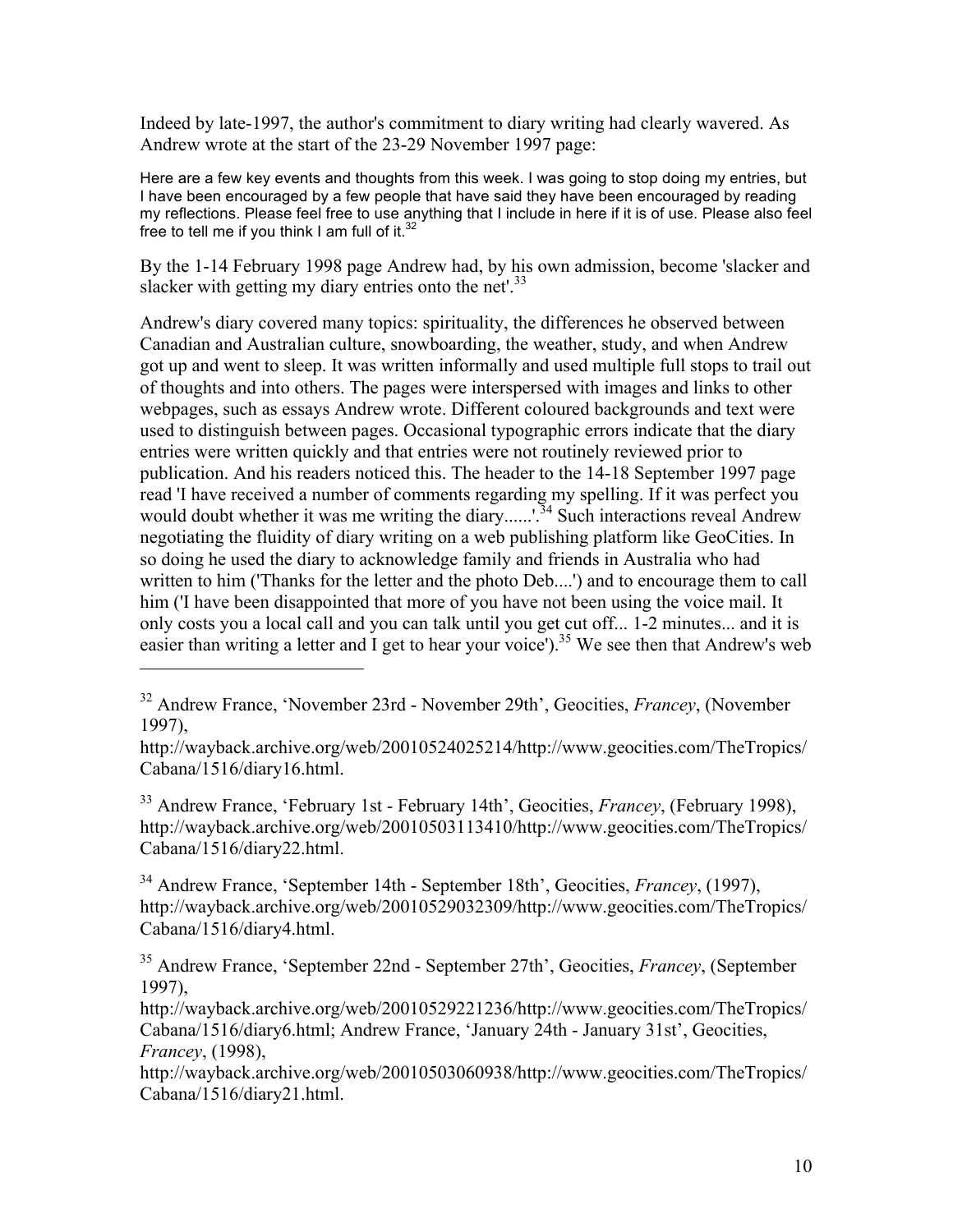Indeed by late-1997, the author's commitment to diary writing had clearly wavered. As Andrew wrote at the start of the 23-29 November 1997 page:

> Here are a few key events and thoughts from this week. I was going to stop doing my entries, but I have been encouraged by a few people that have said they have been encouraged by reading my reflections. Please feel free to use anything that I include in here if it is of use. Please also feel free to tell me if you think I am full of it.[32]

By the 1-14 February 1998 page Andrew had, by his own admission, become 'slacker and slacker with getting my diary entries onto the net'.[33]

Andrew's diary covered many topics: spirituality, the differences he observed between Canadian and Australian culture, snowboarding, the weather, study, and when Andrew got up and went to sleep. It was written informally and used multiple full stops to trail out of thoughts and into others. The pages were interspersed with images and links to other webpages, such as essays Andrew wrote. Different coloured backgrounds and text were used to distinguish between pages. Occasional typographic errors indicate that the diary entries were written quickly and that entries were not routinely reviewed prior to publication. And his readers noticed this. The header to the 14-18 September 1997 page read 'I have received a number of comments regarding my spelling. If it was perfect you would doubt whether it was me writing the diary......'.[34] Such interactions reveal Andrew negotiating the fluidity of diary writing on a web publishing platform like GeoCities. In so doing he used the diary to acknowledge family and friends in Australia who had written to him ('Thanks for the letter and the photo Deb....') and to encourage them to call him ('I have been disappointed that more of you have not been using the voice mail. It only costs you a local call and you can talk until you get cut off... 1-2 minutes... and it is easier than writing a letter and I get to hear your voice').[35] We see then that Andrew's web

---

[32] Andrew France, 'November 23rd - November 29th', Geocities, *Francey*, (November 1997), http://wayback.archive.org/web/20010524025214/http://www.geocities.com/TheTropics/Cabana/1516/diary16.html.

[33] Andrew France, 'February 1st - February 14th', Geocities, *Francey*, (February 1998), http://wayback.archive.org/web/20010503113410/http://www.geocities.com/TheTropics/Cabana/1516/diary22.html.

[34] Andrew France, 'September 14th - September 18th', Geocities, *Francey*, (1997), http://wayback.archive.org/web/20010529032309/http://www.geocities.com/TheTropics/Cabana/1516/diary4.html.

[35] Andrew France, 'September 22nd - September 27th', Geocities, *Francey*, (September 1997), http://wayback.archive.org/web/20010529221236/http://www.geocities.com/TheTropics/Cabana/1516/diary6.html; Andrew France, 'January 24th - January 31st', Geocities, *Francey*, (1998), http://wayback.archive.org/web/20010503060938/http://www.geocities.com/TheTropics/Cabana/1516/diary21.html.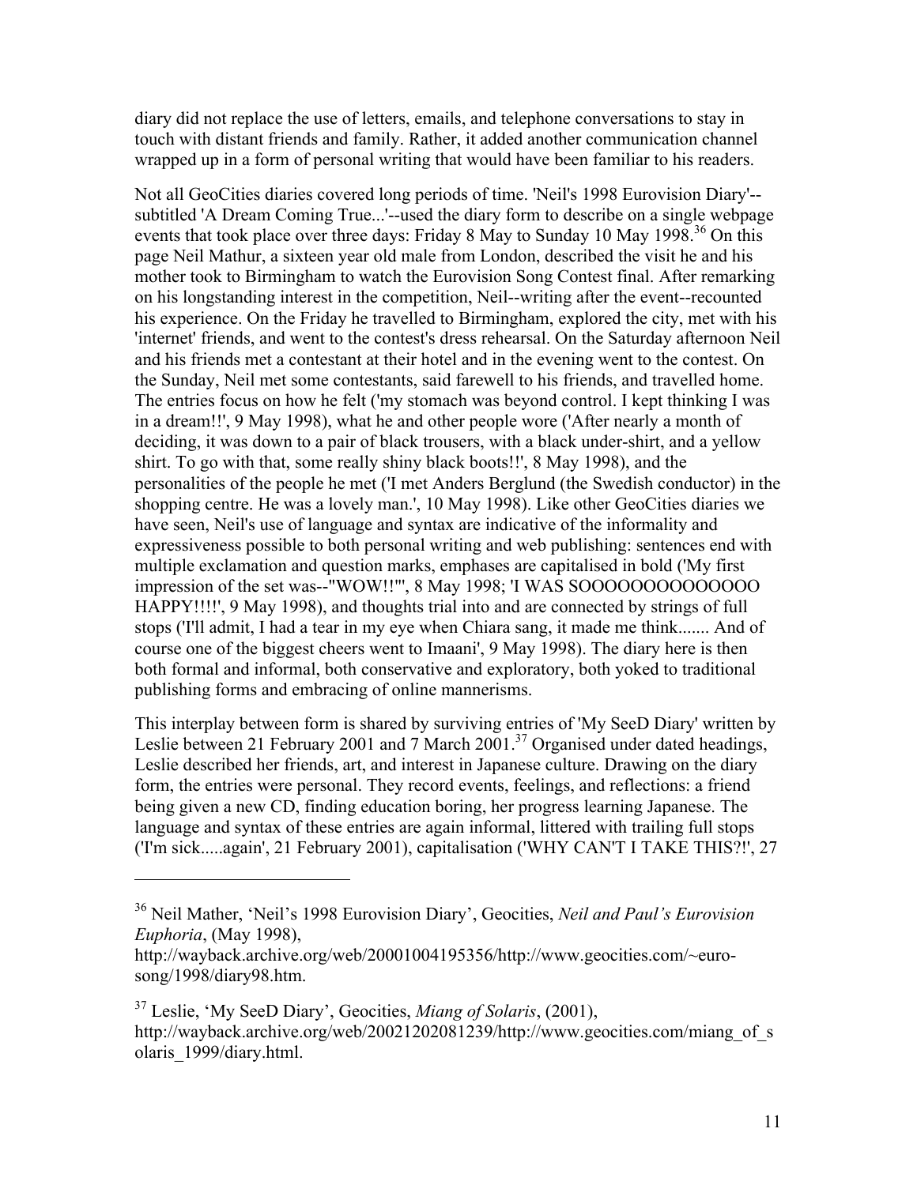diary did not replace the use of letters, emails, and telephone conversations to stay in touch with distant friends and family. Rather, it added another communication channel wrapped up in a form of personal writing that would have been familiar to his readers.

Not all GeoCities diaries covered long periods of time. 'Neil's 1998 Eurovision Diary'--subtitled 'A Dream Coming True...'--used the diary form to describe on a single webpage events that took place over three days: Friday 8 May to Sunday 10 May 1998.[36] On this page Neil Mathur, a sixteen year old male from London, described the visit he and his mother took to Birmingham to watch the Eurovision Song Contest final. After remarking on his longstanding interest in the competition, Neil--writing after the event--recounted his experience. On the Friday he travelled to Birmingham, explored the city, met with his 'internet' friends, and went to the contest's dress rehearsal. On the Saturday afternoon Neil and his friends met a contestant at their hotel and in the evening went to the contest. On the Sunday, Neil met some contestants, said farewell to his friends, and travelled home. The entries focus on how he felt ('my stomach was beyond control. I kept thinking I was in a dream!!', 9 May 1998), what he and other people wore ('After nearly a month of deciding, it was down to a pair of black trousers, with a black under-shirt, and a yellow shirt. To go with that, some really shiny black boots!!', 8 May 1998), and the personalities of the people he met ('I met Anders Berglund (the Swedish conductor) in the shopping centre. He was a lovely man.', 10 May 1998). Like other GeoCities diaries we have seen, Neil's use of language and syntax are indicative of the informality and expressiveness possible to both personal writing and web publishing: sentences end with multiple exclamation and question marks, emphases are capitalised in bold ('My first impression of the set was--"WOW!!"', 8 May 1998; 'I WAS SOOOOOOOOOOOOOO HAPPY!!!!', 9 May 1998), and thoughts trial into and are connected by strings of full stops ('I'll admit, I had a tear in my eye when Chiara sang, it made me think....... And of course one of the biggest cheers went to Imaani', 9 May 1998). The diary here is then both formal and informal, both conservative and exploratory, both yoked to traditional publishing forms and embracing of online mannerisms.

This interplay between form is shared by surviving entries of 'My SeeD Diary' written by Leslie between 21 February 2001 and 7 March 2001.[37] Organised under dated headings, Leslie described her friends, art, and interest in Japanese culture. Drawing on the diary form, the entries were personal. They record events, feelings, and reflections: a friend being given a new CD, finding education boring, her progress learning Japanese. The language and syntax of these entries are again informal, littered with trailing full stops ('I'm sick.....again', 21 February 2001), capitalisation ('WHY CAN'T I TAKE THIS?!', 27

---

[36] Neil Mather, 'Neil's 1998 Eurovision Diary', Geocities, *Neil and Paul's Eurovision Euphoria*, (May 1998), http://wayback.archive.org/web/20001004195356/http://www.geocities.com/~euro-song/1998/diary98.htm.

[37] Leslie, 'My SeeD Diary', Geocities, *Miang of Solaris*, (2001), http://wayback.archive.org/web/20021202081239/http://www.geocities.com/miang_of_solaris_1999/diary.html.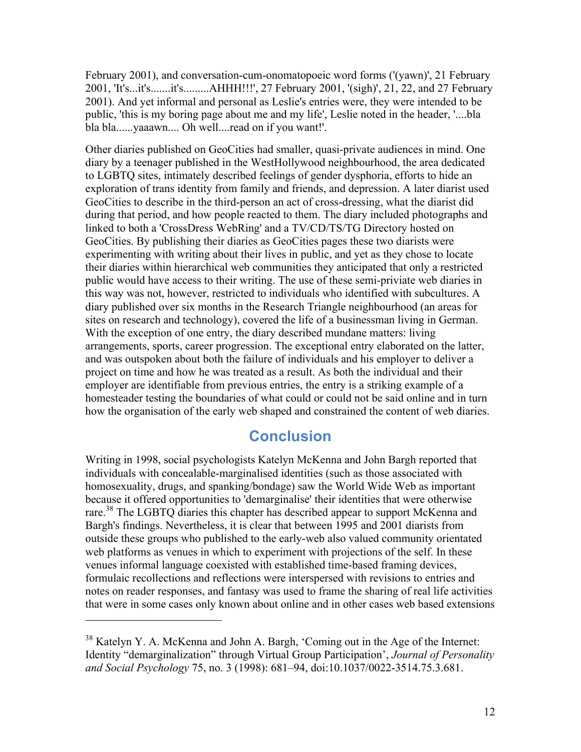February 2001), and conversation-cum-onomatopoeic word forms ('(yawn)', 21 February 2001, 'It's...it's.......it's.........AHHH!!!', 27 February 2001, '(sigh)', 21, 22, and 27 February 2001). And yet informal and personal as Leslie's entries were, they were intended to be public, 'this is my boring page about me and my life', Leslie noted in the header, '....bla bla bla......yaaawn.... Oh well....read on if you want!'.

Other diaries published on GeoCities had smaller, quasi-private audiences in mind. One diary by a teenager published in the WestHollywood neighbourhood, the area dedicated to LGBTQ sites, intimately described feelings of gender dysphoria, efforts to hide an exploration of trans identity from family and friends, and depression. A later diarist used GeoCities to describe in the third-person an act of cross-dressing, what the diarist did during that period, and how people reacted to them. The diary included photographs and linked to both a 'CrossDress WebRing' and a TV/CD/TS/TG Directory hosted on GeoCities. By publishing their diaries as GeoCities pages these two diarists were experimenting with writing about their lives in public, and yet as they chose to locate their diaries within hierarchical web communities they anticipated that only a restricted public would have access to their writing. The use of these semi-priviate web diaries in this way was not, however, restricted to individuals who identified with subcultures. A diary published over six months in the Research Triangle neighbourhood (an areas for sites on research and technology), covered the life of a businessman living in German. With the exception of one entry, the diary described mundane matters: living arrangements, sports, career progression. The exceptional entry elaborated on the latter, and was outspoken about both the failure of individuals and his employer to deliver a project on time and how he was treated as a result. As both the individual and their employer are identifiable from previous entries, the entry is a striking example of a homesteader testing the boundaries of what could or could not be said online and in turn how the organisation of the early web shaped and constrained the content of web diaries.

## Conclusion

Writing in 1998, social psychologists Katelyn McKenna and John Bargh reported that individuals with concealable-marginalised identities (such as those associated with homosexuality, drugs, and spanking/bondage) saw the World Wide Web as important because it offered opportunities to 'demarginalise' their identities that were otherwise rare.[38] The LGBTQ diaries this chapter has described appear to support McKenna and Bargh's findings. Nevertheless, it is clear that between 1995 and 2001 diarists from outside these groups who published to the early-web also valued community orientated web platforms as venues in which to experiment with projections of the self. In these venues informal language coexisted with established time-based framing devices, formulaic recollections and reflections were interspersed with revisions to entries and notes on reader responses, and fantasy was used to frame the sharing of real life activities that were in some cases only known about online and in other cases web based extensions

[38] Katelyn Y. A. McKenna and John A. Bargh, 'Coming out in the Age of the Internet: Identity "demarginalization" through Virtual Group Participation', *Journal of Personality and Social Psychology* 75, no. 3 (1998): 681–94, doi:10.1037/0022-3514.75.3.681.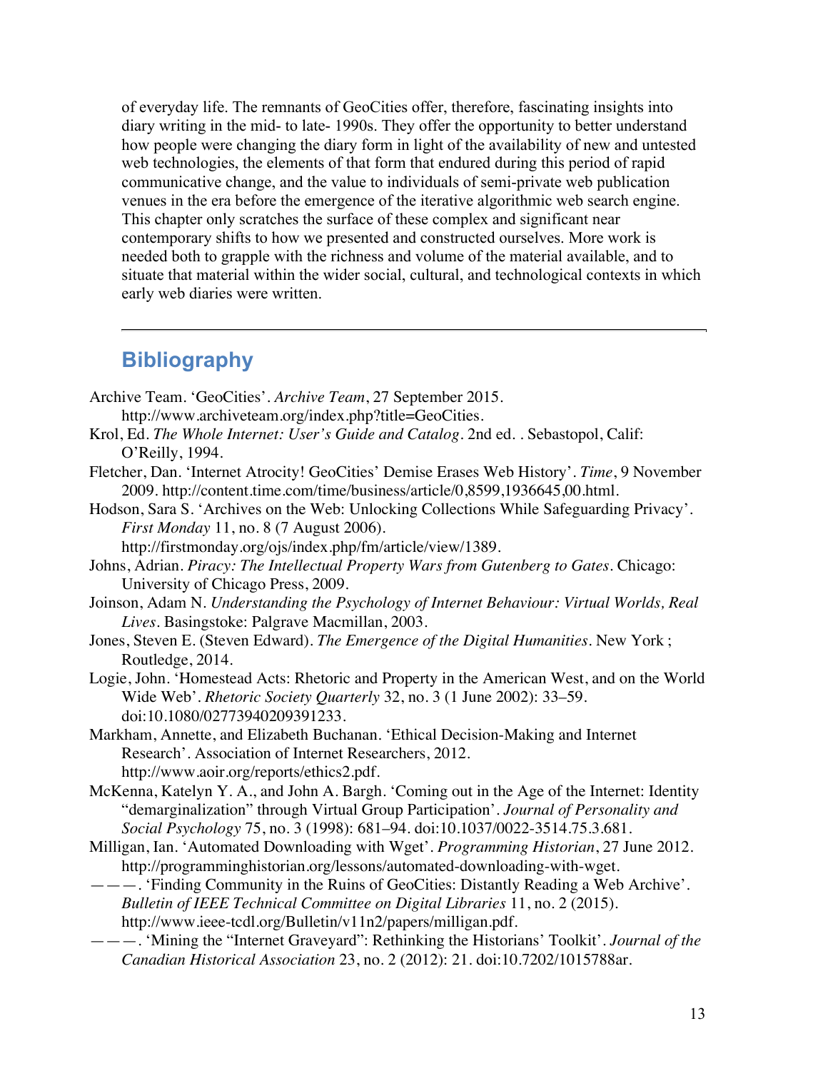of everyday life. The remnants of GeoCities offer, therefore, fascinating insights into diary writing in the mid- to late- 1990s. They offer the opportunity to better understand how people were changing the diary form in light of the availability of new and untested web technologies, the elements of that form that endured during this period of rapid communicative change, and the value to individuals of semi-private web publication venues in the era before the emergence of the iterative algorithmic web search engine. This chapter only scratches the surface of these complex and significant near contemporary shifts to how we presented and constructed ourselves. More work is needed both to grapple with the richness and volume of the material available, and to situate that material within the wider social, cultural, and technological contexts in which early web diaries were written.

---

## Bibliography

Archive Team. 'GeoCities'. *Archive Team*, 27 September 2015. http://www.archiveteam.org/index.php?title=GeoCities.

Krol, Ed. *The Whole Internet: User's Guide and Catalog*. 2nd ed. . Sebastopol, Calif: O'Reilly, 1994.

Fletcher, Dan. 'Internet Atrocity! GeoCities' Demise Erases Web History'. *Time*, 9 November 2009. http://content.time.com/time/business/article/0,8599,1936645,00.html.

Hodson, Sara S. 'Archives on the Web: Unlocking Collections While Safeguarding Privacy'. *First Monday* 11, no. 8 (7 August 2006). http://firstmonday.org/ojs/index.php/fm/article/view/1389.

Johns, Adrian. *Piracy: The Intellectual Property Wars from Gutenberg to Gates*. Chicago: University of Chicago Press, 2009.

Joinson, Adam N. *Understanding the Psychology of Internet Behaviour: Virtual Worlds, Real Lives*. Basingstoke: Palgrave Macmillan, 2003.

Jones, Steven E. (Steven Edward). *The Emergence of the Digital Humanities*. New York ; Routledge, 2014.

Logie, John. 'Homestead Acts: Rhetoric and Property in the American West, and on the World Wide Web'. *Rhetoric Society Quarterly* 32, no. 3 (1 June 2002): 33–59. doi:10.1080/02773940209391233.

Markham, Annette, and Elizabeth Buchanan. 'Ethical Decision-Making and Internet Research'. Association of Internet Researchers, 2012. http://www.aoir.org/reports/ethics2.pdf.

McKenna, Katelyn Y. A., and John A. Bargh. 'Coming out in the Age of the Internet: Identity "demarginalization" through Virtual Group Participation'. *Journal of Personality and Social Psychology* 75, no. 3 (1998): 681–94. doi:10.1037/0022-3514.75.3.681.

Milligan, Ian. 'Automated Downloading with Wget'. *Programming Historian*, 27 June 2012. http://programminghistorian.org/lessons/automated-downloading-with-wget.

———. 'Finding Community in the Ruins of GeoCities: Distantly Reading a Web Archive'. *Bulletin of IEEE Technical Committee on Digital Libraries* 11, no. 2 (2015). http://www.ieee-tcdl.org/Bulletin/v11n2/papers/milligan.pdf.

———. 'Mining the "Internet Graveyard": Rethinking the Historians' Toolkit'. *Journal of the Canadian Historical Association* 23, no. 2 (2012): 21. doi:10.7202/1015788ar.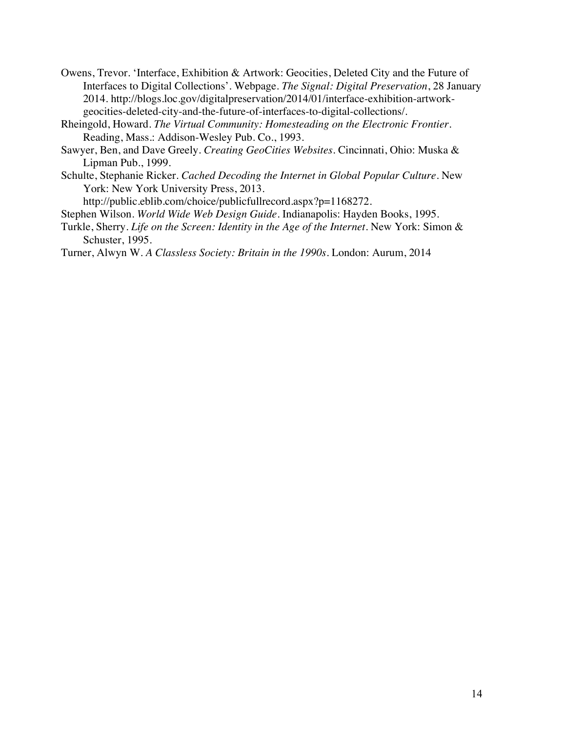Owens, Trevor. ‘Interface, Exhibition & Artwork: Geocities, Deleted City and the Future of Interfaces to Digital Collections’. Webpage. *The Signal: Digital Preservation*, 28 January 2014. http://blogs.loc.gov/digitalpreservation/2014/01/interface-exhibition-artwork-geocities-deleted-city-and-the-future-of-interfaces-to-digital-collections/.

Rheingold, Howard. *The Virtual Community: Homesteading on the Electronic Frontier*. Reading, Mass.: Addison-Wesley Pub. Co., 1993.

Sawyer, Ben, and Dave Greely. *Creating GeoCities Websites*. Cincinnati, Ohio: Muska & Lipman Pub., 1999.

Schulte, Stephanie Ricker. *Cached Decoding the Internet in Global Popular Culture*. New York: New York University Press, 2013. http://public.eblib.com/choice/publicfullrecord.aspx?p=1168272.

Stephen Wilson. *World Wide Web Design Guide*. Indianapolis: Hayden Books, 1995.

Turkle, Sherry. *Life on the Screen: Identity in the Age of the Internet*. New York: Simon & Schuster, 1995.

Turner, Alwyn W. *A Classless Society: Britain in the 1990s*. London: Aurum, 2014